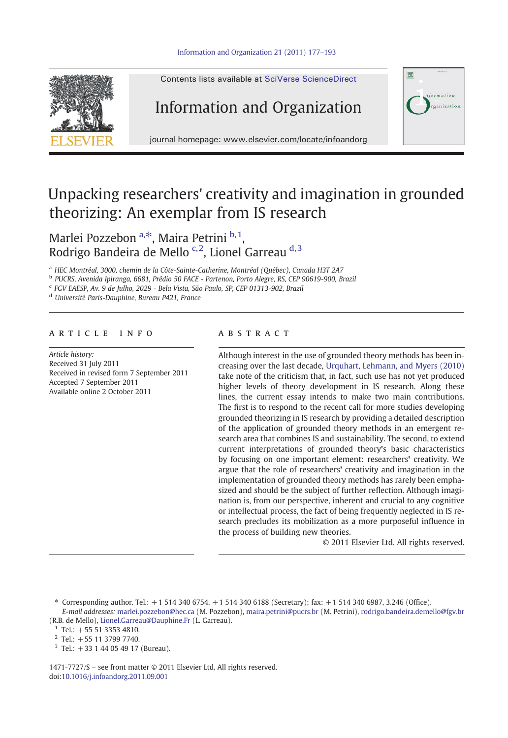# Unpacking researchers' creativity and imagination in grounded theorizing: An exemplar from IS research

Marlei Pozzebon [a,*], Maira Petrini [b,1], Rodrigo Bandeira de Mello [c,2], Lionel Garreau [d,3]

[a] HEC Montréal, 3000, chemin de la Côte-Sainte-Catherine, Montréal (Québec), Canada H3T 2A7
[b] PUCRS, Avenida Ipiranga, 6681, Prédio 50 FACE - Partenon, Porto Alegre, RS, CEP 90619-900, Brazil
[c] FGV EAESP, Av. 9 de Julho, 2029 - Bela Vista, São Paulo, SP, CEP 01313-902, Brazil
[d] Université Paris-Dauphine, Bureau P421, France

## ARTICLE INFO

*Article history:*
Received 31 July 2011
Received in revised form 7 September 2011
Accepted 7 September 2011
Available online 2 October 2011

## ABSTRACT

Although interest in the use of grounded theory methods has been increasing over the last decade, Urquhart, Lehmann, and Myers (2010) take note of the criticism that, in fact, such use has not yet produced higher levels of theory development in IS research. Along these lines, the current essay intends to make two main contributions. The first is to respond to the recent call for more studies developing grounded theorizing in IS research by providing a detailed description of the application of grounded theory methods in an emergent research area that combines IS and sustainability. The second, to extend current interpretations of grounded theory's basic characteristics by focusing on one important element: researchers' creativity. We argue that the role of researchers' creativity and imagination in the implementation of grounded theory methods has rarely been emphasized and should be the subject of further reflection. Although imagination is, from our perspective, inherent and crucial to any cognitive or intellectual process, the fact of being frequently neglected in IS research precludes its mobilization as a more purposeful influence in the process of building new theories.

© 2011 Elsevier Ltd. All rights reserved.

* Corresponding author. Tel.: +1 514 340 6754, +1 514 340 6188 (Secretary); fax: +1 514 340 6987, 3.246 (Office).
*E-mail addresses:* marlei.pozzebon@hec.ca (M. Pozzebon), maira.petrini@pucrs.br (M. Petrini), rodrigo.bandeira.demello@fgv.br (R.B. de Mello), Lionel.Garreau@Dauphine.Fr (L. Garreau).
[1] Tel.: +55 51 3353 4810.
[2] Tel.: +55 11 3799 7740.
[3] Tel.: +33 1 44 05 49 17 (Bureau).

1471-7727/$ – see front matter © 2011 Elsevier Ltd. All rights reserved.
doi:10.1016/j.infoandorg.2011.09.001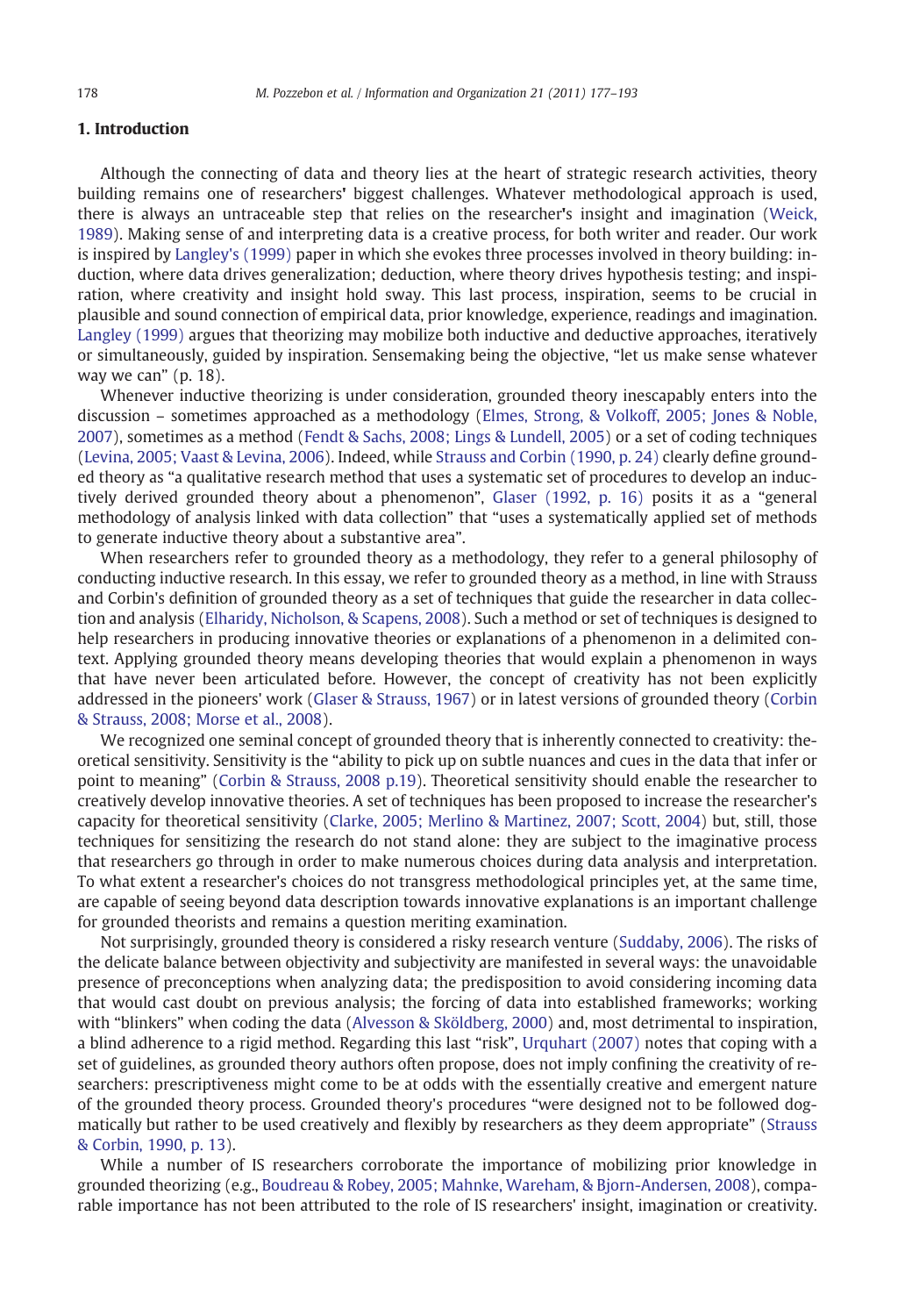## 1. Introduction

Although the connecting of data and theory lies at the heart of strategic research activities, theory building remains one of researchers' biggest challenges. Whatever methodological approach is used, there is always an untraceable step that relies on the researcher's insight and imagination (Weick, 1989). Making sense of and interpreting data is a creative process, for both writer and reader. Our work is inspired by Langley's (1999) paper in which she evokes three processes involved in theory building: induction, where data drives generalization; deduction, where theory drives hypothesis testing; and inspiration, where creativity and insight hold sway. This last process, inspiration, seems to be crucial in plausible and sound connection of empirical data, prior knowledge, experience, readings and imagination. Langley (1999) argues that theorizing may mobilize both inductive and deductive approaches, iteratively or simultaneously, guided by inspiration. Sensemaking being the objective, "let us make sense whatever way we can" (p. 18).

Whenever inductive theorizing is under consideration, grounded theory inescapably enters into the discussion – sometimes approached as a methodology (Elmes, Strong, & Volkoff, 2005; Jones & Noble, 2007), sometimes as a method (Fendt & Sachs, 2008; Lings & Lundell, 2005) or a set of coding techniques (Levina, 2005; Vaast & Levina, 2006). Indeed, while Strauss and Corbin (1990, p. 24) clearly define grounded theory as "a qualitative research method that uses a systematic set of procedures to develop an inductively derived grounded theory about a phenomenon", Glaser (1992, p. 16) posits it as a "general methodology of analysis linked with data collection" that "uses a systematically applied set of methods to generate inductive theory about a substantive area".

When researchers refer to grounded theory as a methodology, they refer to a general philosophy of conducting inductive research. In this essay, we refer to grounded theory as a method, in line with Strauss and Corbin's definition of grounded theory as a set of techniques that guide the researcher in data collection and analysis (Elharidy, Nicholson, & Scapens, 2008). Such a method or set of techniques is designed to help researchers in producing innovative theories or explanations of a phenomenon in a delimited context. Applying grounded theory means developing theories that would explain a phenomenon in ways that have never been articulated before. However, the concept of creativity has not been explicitly addressed in the pioneers' work (Glaser & Strauss, 1967) or in latest versions of grounded theory (Corbin & Strauss, 2008; Morse et al., 2008).

We recognized one seminal concept of grounded theory that is inherently connected to creativity: theoretical sensitivity. Sensitivity is the "ability to pick up on subtle nuances and cues in the data that infer or point to meaning" (Corbin & Strauss, 2008 p.19). Theoretical sensitivity should enable the researcher to creatively develop innovative theories. A set of techniques has been proposed to increase the researcher's capacity for theoretical sensitivity (Clarke, 2005; Merlino & Martinez, 2007; Scott, 2004) but, still, those techniques for sensitizing the research do not stand alone: they are subject to the imaginative process that researchers go through in order to make numerous choices during data analysis and interpretation. To what extent a researcher's choices do not transgress methodological principles yet, at the same time, are capable of seeing beyond data description towards innovative explanations is an important challenge for grounded theorists and remains a question meriting examination.

Not surprisingly, grounded theory is considered a risky research venture (Suddaby, 2006). The risks of the delicate balance between objectivity and subjectivity are manifested in several ways: the unavoidable presence of preconceptions when analyzing data; the predisposition to avoid considering incoming data that would cast doubt on previous analysis; the forcing of data into established frameworks; working with "blinkers" when coding the data (Alvesson & Sköldberg, 2000) and, most detrimental to inspiration, a blind adherence to a rigid method. Regarding this last "risk", Urquhart (2007) notes that coping with a set of guidelines, as grounded theory authors often propose, does not imply confining the creativity of researchers: prescriptiveness might come to be at odds with the essentially creative and emergent nature of the grounded theory process. Grounded theory's procedures "were designed not to be followed dogmatically but rather to be used creatively and flexibly by researchers as they deem appropriate" (Strauss & Corbin, 1990, p. 13).

While a number of IS researchers corroborate the importance of mobilizing prior knowledge in grounded theorizing (e.g., Boudreau & Robey, 2005; Mahnke, Wareham, & Bjorn-Andersen, 2008), comparable importance has not been attributed to the role of IS researchers' insight, imagination or creativity.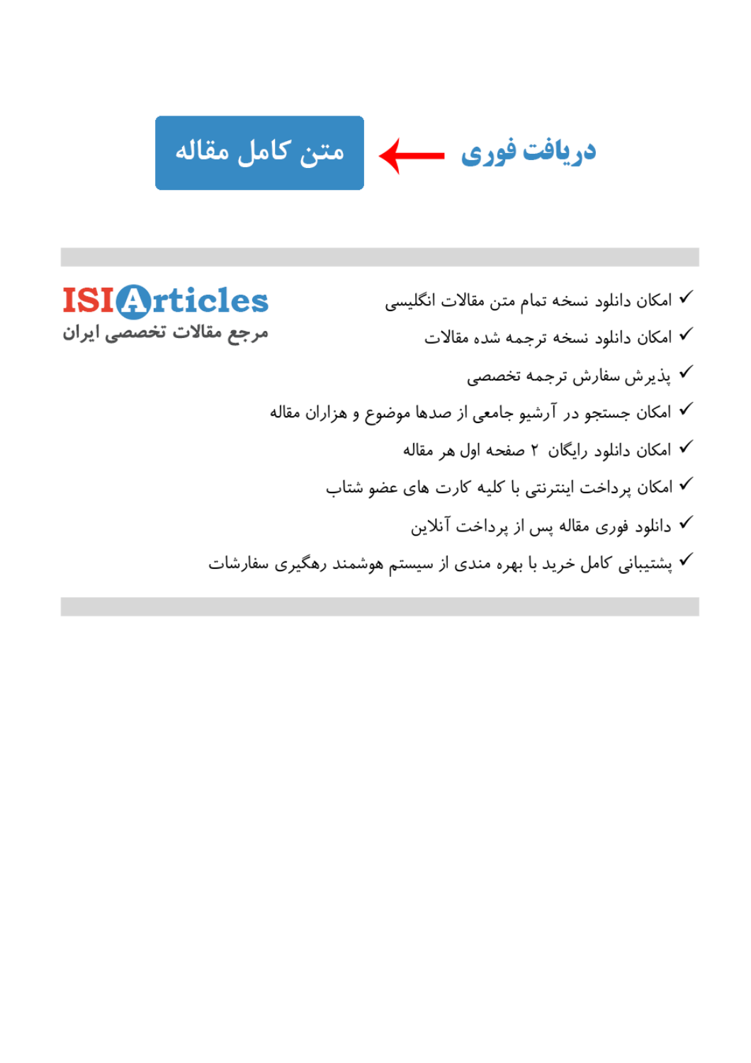دریافت فوری ← **متن کامل مقاله**

**ISIArticles**
مرجع مقالات تخصصی ایران

- ✓ امکان دانلود نسخه تمام متن مقالات انگلیسی
- ✓ امکان دانلود نسخه ترجمه شده مقالات
- ✓ پذیرش سفارش ترجمه تخصصی
- ✓ امکان جستجو در آرشیو جامعی از صدها موضوع و هزاران مقاله
- ✓ امکان دانلود رایگان ۲ صفحه اول هر مقاله
- ✓ امکان پرداخت اینترنتی با کلیه کارت های عضو شتاب
- ✓ دانلود فوری مقاله پس از پرداخت آنلاین
- ✓ پشتیبانی کامل خرید با بهره مندی از سیستم هوشمند رهگیری سفارشات